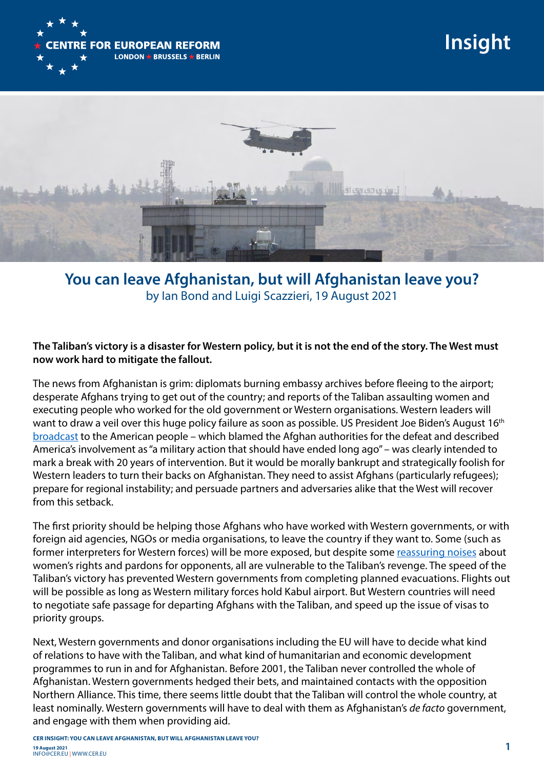Insight

# You can leave Afghanistan, but will Afghanistan leave you?

by Ian Bond and Luigi Scazzieri, 19 August 2021

**The Taliban's victory is a disaster for Western policy, but it is not the end of the story. The West must now work hard to mitigate the fallout.**

The news from Afghanistan is grim: diplomats burning embassy archives before fleeing to the airport; desperate Afghans trying to get out of the country; and reports of the Taliban assaulting women and executing people who worked for the old government or Western organisations. Western leaders will want to draw a veil over this huge policy failure as soon as possible. US President Joe Biden's August 16th broadcast to the American people – which blamed the Afghan authorities for the defeat and described America's involvement as "a military action that should have ended long ago" – was clearly intended to mark a break with 20 years of intervention. But it would be morally bankrupt and strategically foolish for Western leaders to turn their backs on Afghanistan. They need to assist Afghans (particularly refugees); prepare for regional instability; and persuade partners and adversaries alike that the West will recover from this setback.

The first priority should be helping those Afghans who have worked with Western governments, or with foreign aid agencies, NGOs or media organisations, to leave the country if they want to. Some (such as former interpreters for Western forces) will be more exposed, but despite some reassuring noises about women's rights and pardons for opponents, all are vulnerable to the Taliban's revenge. The speed of the Taliban's victory has prevented Western governments from completing planned evacuations. Flights out will be possible as long as Western military forces hold Kabul airport. But Western countries will need to negotiate safe passage for departing Afghans with the Taliban, and speed up the issue of visas to priority groups.

Next, Western governments and donor organisations including the EU will have to decide what kind of relations to have with the Taliban, and what kind of humanitarian and economic development programmes to run in and for Afghanistan. Before 2001, the Taliban never controlled the whole of Afghanistan. Western governments hedged their bets, and maintained contacts with the opposition Northern Alliance. This time, there seems little doubt that the Taliban will control the whole country, at least nominally. Western governments will have to deal with them as Afghanistan's *de facto* government, and engage with them when providing aid.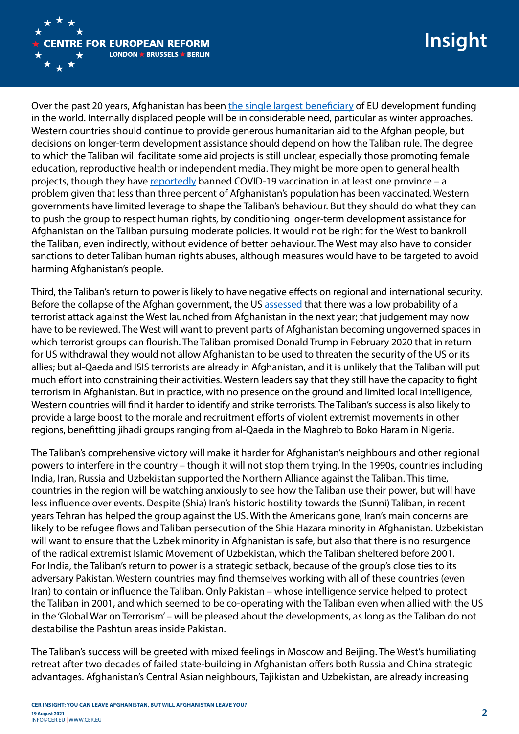Over the past 20 years, Afghanistan has been the single largest beneficiary of EU development funding in the world. Internally displaced people will be in considerable need, particular as winter approaches. Western countries should continue to provide generous humanitarian aid to the Afghan people, but decisions on longer-term development assistance should depend on how the Taliban rule. The degree to which the Taliban will facilitate some aid projects is still unclear, especially those promoting female education, reproductive health or independent media. They might be more open to general health projects, though they have reportedly banned COVID-19 vaccination in at least one province – a problem given that less than three percent of Afghanistan's population has been vaccinated. Western governments have limited leverage to shape the Taliban's behaviour. But they should do what they can to push the group to respect human rights, by conditioning longer-term development assistance for Afghanistan on the Taliban pursuing moderate policies. It would not be right for the West to bankroll the Taliban, even indirectly, without evidence of better behaviour. The West may also have to consider sanctions to deter Taliban human rights abuses, although measures would have to be targeted to avoid harming Afghanistan's people.

Third, the Taliban's return to power is likely to have negative effects on regional and international security. Before the collapse of the Afghan government, the US assessed that there was a low probability of a terrorist attack against the West launched from Afghanistan in the next year; that judgement may now have to be reviewed. The West will want to prevent parts of Afghanistan becoming ungoverned spaces in which terrorist groups can flourish. The Taliban promised Donald Trump in February 2020 that in return for US withdrawal they would not allow Afghanistan to be used to threaten the security of the US or its allies; but al-Qaeda and ISIS terrorists are already in Afghanistan, and it is unlikely that the Taliban will put much effort into constraining their activities. Western leaders say that they still have the capacity to fight terrorism in Afghanistan. But in practice, with no presence on the ground and limited local intelligence, Western countries will find it harder to identify and strike terrorists. The Taliban's success is also likely to provide a large boost to the morale and recruitment efforts of violent extremist movements in other regions, benefitting jihadi groups ranging from al-Qaeda in the Maghreb to Boko Haram in Nigeria.

The Taliban's comprehensive victory will make it harder for Afghanistan's neighbours and other regional powers to interfere in the country – though it will not stop them trying. In the 1990s, countries including India, Iran, Russia and Uzbekistan supported the Northern Alliance against the Taliban. This time, countries in the region will be watching anxiously to see how the Taliban use their power, but will have less influence over events. Despite (Shia) Iran's historic hostility towards the (Sunni) Taliban, in recent years Tehran has helped the group against the US. With the Americans gone, Iran's main concerns are likely to be refugee flows and Taliban persecution of the Shia Hazara minority in Afghanistan. Uzbekistan will want to ensure that the Uzbek minority in Afghanistan is safe, but also that there is no resurgence of the radical extremist Islamic Movement of Uzbekistan, which the Taliban sheltered before 2001. For India, the Taliban's return to power is a strategic setback, because of the group's close ties to its adversary Pakistan. Western countries may find themselves working with all of these countries (even Iran) to contain or influence the Taliban. Only Pakistan – whose intelligence service helped to protect the Taliban in 2001, and which seemed to be co-operating with the Taliban even when allied with the US in the 'Global War on Terrorism' – will be pleased about the developments, as long as the Taliban do not destabilise the Pashtun areas inside Pakistan.

The Taliban's success will be greeted with mixed feelings in Moscow and Beijing. The West's humiliating retreat after two decades of failed state-building in Afghanistan offers both Russia and China strategic advantages. Afghanistan's Central Asian neighbours, Tajikistan and Uzbekistan, are already increasing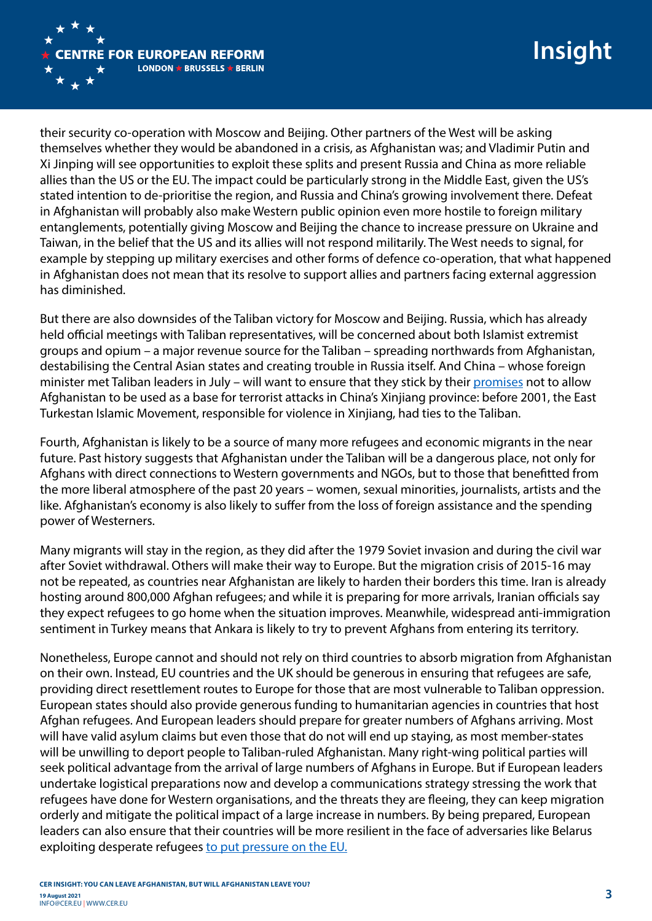their security co-operation with Moscow and Beijing. Other partners of the West will be asking themselves whether they would be abandoned in a crisis, as Afghanistan was; and Vladimir Putin and Xi Jinping will see opportunities to exploit these splits and present Russia and China as more reliable allies than the US or the EU. The impact could be particularly strong in the Middle East, given the US's stated intention to de-prioritise the region, and Russia and China's growing involvement there. Defeat in Afghanistan will probably also make Western public opinion even more hostile to foreign military entanglements, potentially giving Moscow and Beijing the chance to increase pressure on Ukraine and Taiwan, in the belief that the US and its allies will not respond militarily. The West needs to signal, for example by stepping up military exercises and other forms of defence co-operation, that what happened in Afghanistan does not mean that its resolve to support allies and partners facing external aggression has diminished.

But there are also downsides of the Taliban victory for Moscow and Beijing. Russia, which has already held official meetings with Taliban representatives, will be concerned about both Islamist extremist groups and opium – a major revenue source for the Taliban – spreading northwards from Afghanistan, destabilising the Central Asian states and creating trouble in Russia itself. And China – whose foreign minister met Taliban leaders in July – will want to ensure that they stick by their promises not to allow Afghanistan to be used as a base for terrorist attacks in China's Xinjiang province: before 2001, the East Turkestan Islamic Movement, responsible for violence in Xinjiang, had ties to the Taliban.

Fourth, Afghanistan is likely to be a source of many more refugees and economic migrants in the near future. Past history suggests that Afghanistan under the Taliban will be a dangerous place, not only for Afghans with direct connections to Western governments and NGOs, but to those that benefitted from the more liberal atmosphere of the past 20 years – women, sexual minorities, journalists, artists and the like. Afghanistan's economy is also likely to suffer from the loss of foreign assistance and the spending power of Westerners.

Many migrants will stay in the region, as they did after the 1979 Soviet invasion and during the civil war after Soviet withdrawal. Others will make their way to Europe. But the migration crisis of 2015-16 may not be repeated, as countries near Afghanistan are likely to harden their borders this time. Iran is already hosting around 800,000 Afghan refugees; and while it is preparing for more arrivals, Iranian officials say they expect refugees to go home when the situation improves. Meanwhile, widespread anti-immigration sentiment in Turkey means that Ankara is likely to try to prevent Afghans from entering its territory.

Nonetheless, Europe cannot and should not rely on third countries to absorb migration from Afghanistan on their own. Instead, EU countries and the UK should be generous in ensuring that refugees are safe, providing direct resettlement routes to Europe for those that are most vulnerable to Taliban oppression. European states should also provide generous funding to humanitarian agencies in countries that host Afghan refugees. And European leaders should prepare for greater numbers of Afghans arriving. Most will have valid asylum claims but even those that do not will end up staying, as most member-states will be unwilling to deport people to Taliban-ruled Afghanistan. Many right-wing political parties will seek political advantage from the arrival of large numbers of Afghans in Europe. But if European leaders undertake logistical preparations now and develop a communications strategy stressing the work that refugees have done for Western organisations, and the threats they are fleeing, they can keep migration orderly and mitigate the political impact of a large increase in numbers. By being prepared, European leaders can also ensure that their countries will be more resilient in the face of adversaries like Belarus exploiting desperate refugees to put pressure on the EU.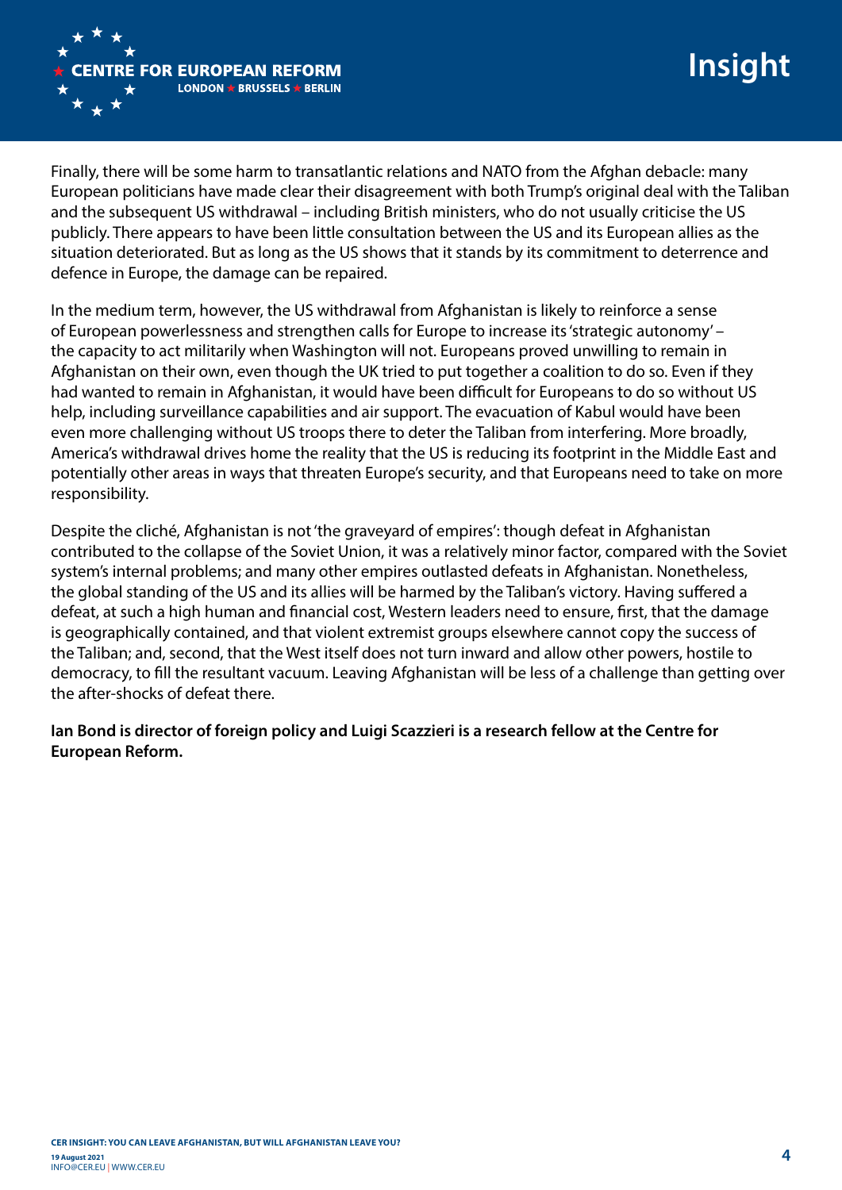Finally, there will be some harm to transatlantic relations and NATO from the Afghan debacle: many European politicians have made clear their disagreement with both Trump's original deal with the Taliban and the subsequent US withdrawal – including British ministers, who do not usually criticise the US publicly. There appears to have been little consultation between the US and its European allies as the situation deteriorated. But as long as the US shows that it stands by its commitment to deterrence and defence in Europe, the damage can be repaired.

In the medium term, however, the US withdrawal from Afghanistan is likely to reinforce a sense of European powerlessness and strengthen calls for Europe to increase its 'strategic autonomy' – the capacity to act militarily when Washington will not. Europeans proved unwilling to remain in Afghanistan on their own, even though the UK tried to put together a coalition to do so. Even if they had wanted to remain in Afghanistan, it would have been difficult for Europeans to do so without US help, including surveillance capabilities and air support. The evacuation of Kabul would have been even more challenging without US troops there to deter the Taliban from interfering. More broadly, America's withdrawal drives home the reality that the US is reducing its footprint in the Middle East and potentially other areas in ways that threaten Europe's security, and that Europeans need to take on more responsibility.

Despite the cliché, Afghanistan is not 'the graveyard of empires': though defeat in Afghanistan contributed to the collapse of the Soviet Union, it was a relatively minor factor, compared with the Soviet system's internal problems; and many other empires outlasted defeats in Afghanistan. Nonetheless, the global standing of the US and its allies will be harmed by the Taliban's victory. Having suffered a defeat, at such a high human and financial cost, Western leaders need to ensure, first, that the damage is geographically contained, and that violent extremist groups elsewhere cannot copy the success of the Taliban; and, second, that the West itself does not turn inward and allow other powers, hostile to democracy, to fill the resultant vacuum. Leaving Afghanistan will be less of a challenge than getting over the after-shocks of defeat there.

**Ian Bond is director of foreign policy and Luigi Scazzieri is a research fellow at the Centre for European Reform.**